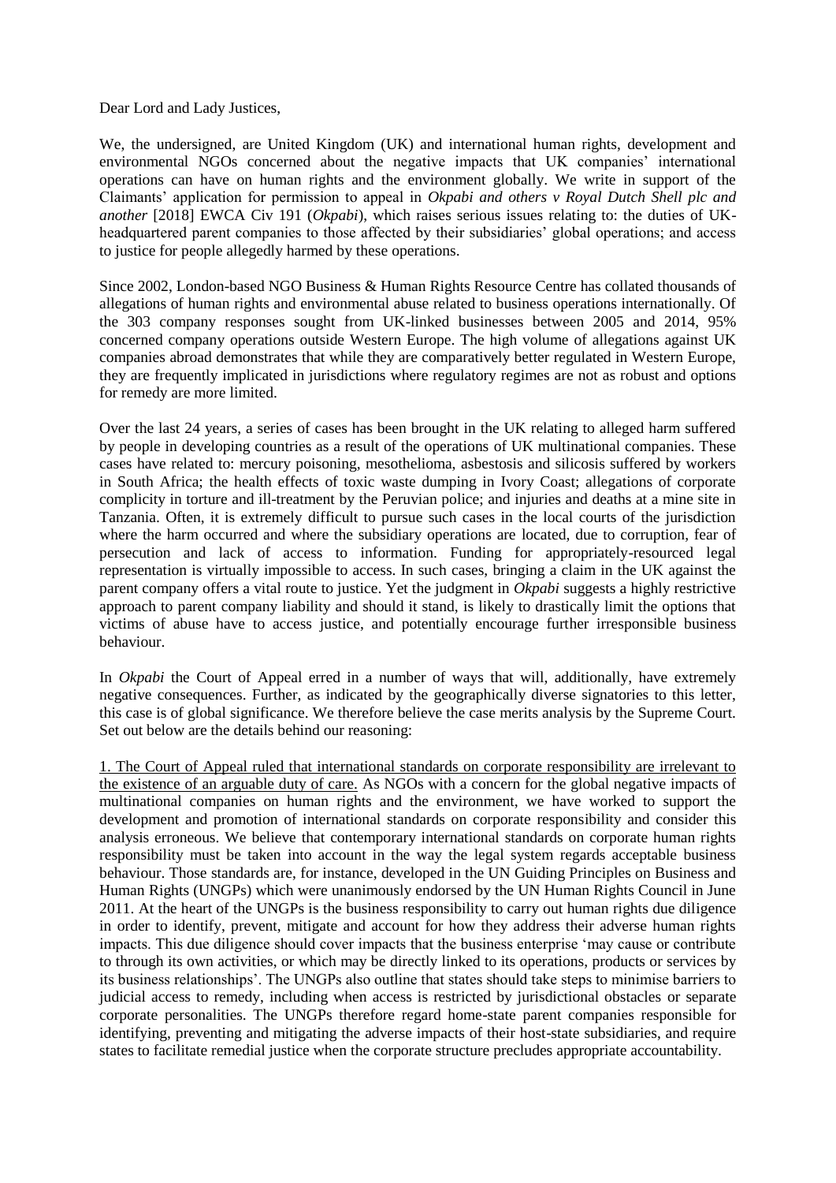Dear Lord and Lady Justices,

We, the undersigned, are United Kingdom (UK) and international human rights, development and environmental NGOs concerned about the negative impacts that UK companies' international operations can have on human rights and the environment globally. We write in support of the Claimants' application for permission to appeal in *Okpabi and others v Royal Dutch Shell plc and another* [2018] EWCA Civ 191 (*Okpabi*), which raises serious issues relating to: the duties of UK-headquartered parent companies to those affected by their subsidiaries' global operations; and access to justice for people allegedly harmed by these operations.

Since 2002, London-based NGO Business & Human Rights Resource Centre has collated thousands of allegations of human rights and environmental abuse related to business operations internationally. Of the 303 company responses sought from UK-linked businesses between 2005 and 2014, 95% concerned company operations outside Western Europe. The high volume of allegations against UK companies abroad demonstrates that while they are comparatively better regulated in Western Europe, they are frequently implicated in jurisdictions where regulatory regimes are not as robust and options for remedy are more limited.

Over the last 24 years, a series of cases has been brought in the UK relating to alleged harm suffered by people in developing countries as a result of the operations of UK multinational companies. These cases have related to: mercury poisoning, mesothelioma, asbestosis and silicosis suffered by workers in South Africa; the health effects of toxic waste dumping in Ivory Coast; allegations of corporate complicity in torture and ill-treatment by the Peruvian police; and injuries and deaths at a mine site in Tanzania. Often, it is extremely difficult to pursue such cases in the local courts of the jurisdiction where the harm occurred and where the subsidiary operations are located, due to corruption, fear of persecution and lack of access to information. Funding for appropriately-resourced legal representation is virtually impossible to access. In such cases, bringing a claim in the UK against the parent company offers a vital route to justice. Yet the judgment in *Okpabi* suggests a highly restrictive approach to parent company liability and should it stand, is likely to drastically limit the options that victims of abuse have to access justice, and potentially encourage further irresponsible business behaviour.

In *Okpabi* the Court of Appeal erred in a number of ways that will, additionally, have extremely negative consequences. Further, as indicated by the geographically diverse signatories to this letter, this case is of global significance. We therefore believe the case merits analysis by the Supreme Court. Set out below are the details behind our reasoning:

<u>1. The Court of Appeal ruled that international standards on corporate responsibility are irrelevant to the existence of an arguable duty of care.</u> As NGOs with a concern for the global negative impacts of multinational companies on human rights and the environment, we have worked to support the development and promotion of international standards on corporate responsibility and consider this analysis erroneous. We believe that contemporary international standards on corporate human rights responsibility must be taken into account in the way the legal system regards acceptable business behaviour. Those standards are, for instance, developed in the UN Guiding Principles on Business and Human Rights (UNGPs) which were unanimously endorsed by the UN Human Rights Council in June 2011. At the heart of the UNGPs is the business responsibility to carry out human rights due diligence in order to identify, prevent, mitigate and account for how they address their adverse human rights impacts. This due diligence should cover impacts that the business enterprise 'may cause or contribute to through its own activities, or which may be directly linked to its operations, products or services by its business relationships'. The UNGPs also outline that states should take steps to minimise barriers to judicial access to remedy, including when access is restricted by jurisdictional obstacles or separate corporate personalities. The UNGPs therefore regard home-state parent companies responsible for identifying, preventing and mitigating the adverse impacts of their host-state subsidiaries, and require states to facilitate remedial justice when the corporate structure precludes appropriate accountability.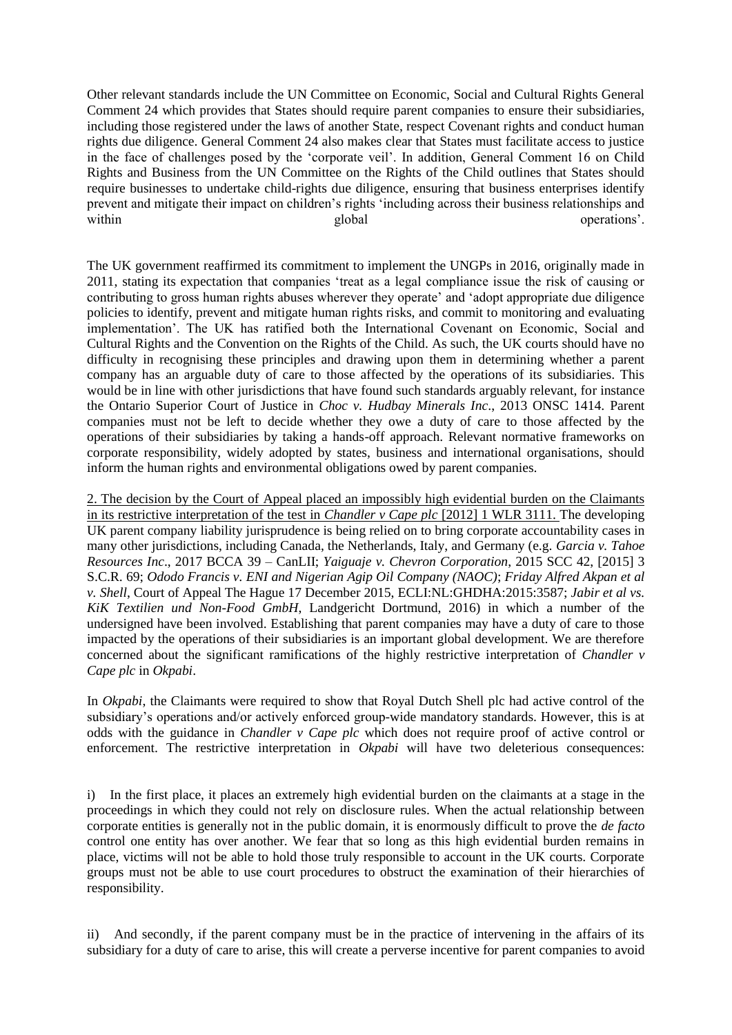Other relevant standards include the UN Committee on Economic, Social and Cultural Rights General Comment 24 which provides that States should require parent companies to ensure their subsidiaries, including those registered under the laws of another State, respect Covenant rights and conduct human rights due diligence. General Comment 24 also makes clear that States must facilitate access to justice in the face of challenges posed by the 'corporate veil'. In addition, General Comment 16 on Child Rights and Business from the UN Committee on the Rights of the Child outlines that States should require businesses to undertake child-rights due diligence, ensuring that business enterprises identify prevent and mitigate their impact on children's rights 'including across their business relationships and within global operations'.

The UK government reaffirmed its commitment to implement the UNGPs in 2016, originally made in 2011, stating its expectation that companies 'treat as a legal compliance issue the risk of causing or contributing to gross human rights abuses wherever they operate' and 'adopt appropriate due diligence policies to identify, prevent and mitigate human rights risks, and commit to monitoring and evaluating implementation'. The UK has ratified both the International Covenant on Economic, Social and Cultural Rights and the Convention on the Rights of the Child. As such, the UK courts should have no difficulty in recognising these principles and drawing upon them in determining whether a parent company has an arguable duty of care to those affected by the operations of its subsidiaries. This would be in line with other jurisdictions that have found such standards arguably relevant, for instance the Ontario Superior Court of Justice in *Choc v. Hudbay Minerals Inc*., 2013 ONSC 1414. Parent companies must not be left to decide whether they owe a duty of care to those affected by the operations of their subsidiaries by taking a hands-off approach. Relevant normative frameworks on corporate responsibility, widely adopted by states, business and international organisations, should inform the human rights and environmental obligations owed by parent companies.

<u>2. The decision by the Court of Appeal placed an impossibly high evidential burden on the Claimants in its restrictive interpretation of the test in *Chandler v Cape plc* [2012] 1 WLR 3111.</u> The developing UK parent company liability jurisprudence is being relied on to bring corporate accountability cases in many other jurisdictions, including Canada, the Netherlands, Italy, and Germany (e.g. *Garcia v. Tahoe Resources Inc*., 2017 BCCA 39 – CanLII; *Yaiguaje v. Chevron Corporation*, 2015 SCC 42, [2015] 3 S.C.R. 69; *Ododo Francis v. ENI and Nigerian Agip Oil Company (NAOC)*; *Friday Alfred Akpan et al v. Shell*, Court of Appeal The Hague 17 December 2015, ECLI:NL:GHDHA:2015:3587; *Jabir et al vs. KiK Textilien und Non-Food GmbH*, Landgericht Dortmund, 2016) in which a number of the undersigned have been involved. Establishing that parent companies may have a duty of care to those impacted by the operations of their subsidiaries is an important global development. We are therefore concerned about the significant ramifications of the highly restrictive interpretation of *Chandler v Cape plc* in *Okpabi*.

In *Okpabi*, the Claimants were required to show that Royal Dutch Shell plc had active control of the subsidiary's operations and/or actively enforced group-wide mandatory standards. However, this is at odds with the guidance in *Chandler v Cape plc* which does not require proof of active control or enforcement. The restrictive interpretation in *Okpabi* will have two deleterious consequences:

i) In the first place, it places an extremely high evidential burden on the claimants at a stage in the proceedings in which they could not rely on disclosure rules. When the actual relationship between corporate entities is generally not in the public domain, it is enormously difficult to prove the *de facto* control one entity has over another. We fear that so long as this high evidential burden remains in place, victims will not be able to hold those truly responsible to account in the UK courts. Corporate groups must not be able to use court procedures to obstruct the examination of their hierarchies of responsibility.

ii) And secondly, if the parent company must be in the practice of intervening in the affairs of its subsidiary for a duty of care to arise, this will create a perverse incentive for parent companies to avoid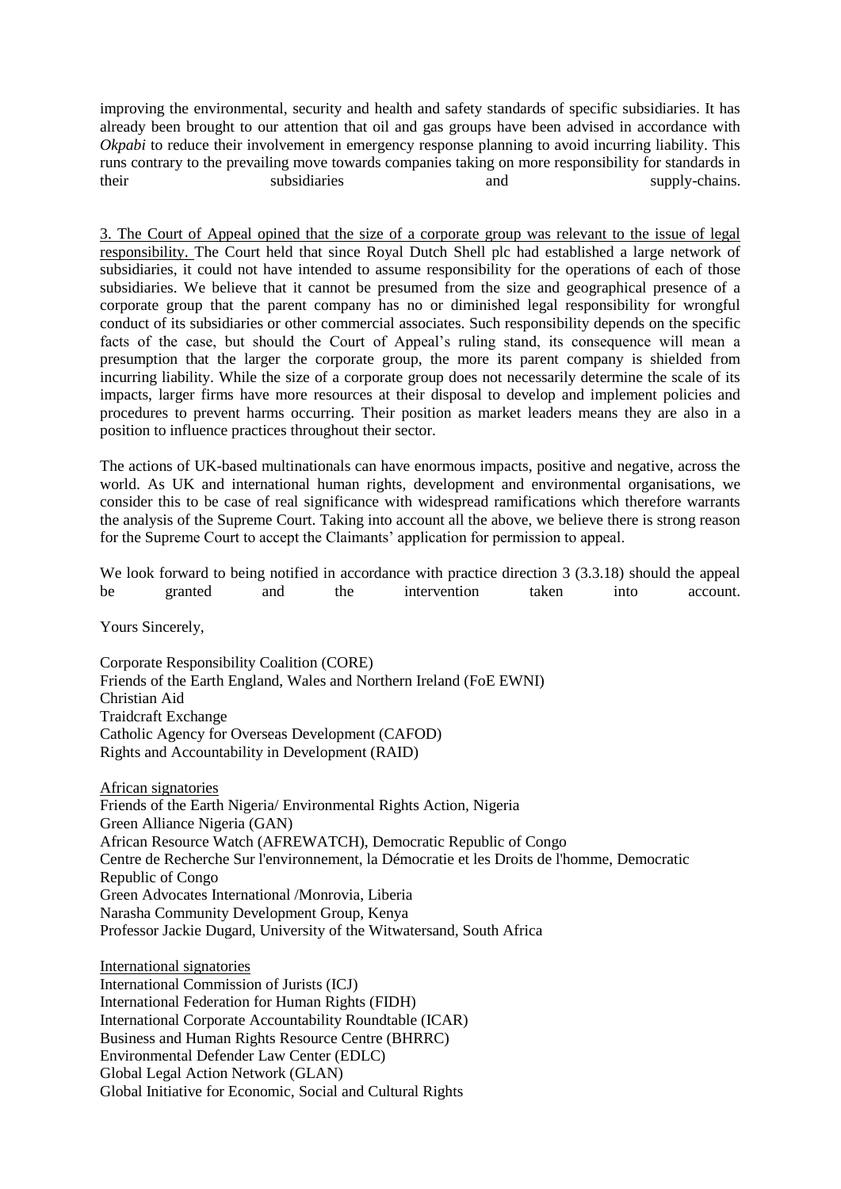improving the environmental, security and health and safety standards of specific subsidiaries. It has already been brought to our attention that oil and gas groups have been advised in accordance with *Okpabi* to reduce their involvement in emergency response planning to avoid incurring liability. This runs contrary to the prevailing move towards companies taking on more responsibility for standards in their subsidiaries and supply-chains.

<u>3. The Court of Appeal opined that the size of a corporate group was relevant to the issue of legal responsibility.</u> The Court held that since Royal Dutch Shell plc had established a large network of subsidiaries, it could not have intended to assume responsibility for the operations of each of those subsidiaries. We believe that it cannot be presumed from the size and geographical presence of a corporate group that the parent company has no or diminished legal responsibility for wrongful conduct of its subsidiaries or other commercial associates. Such responsibility depends on the specific facts of the case, but should the Court of Appeal's ruling stand, its consequence will mean a presumption that the larger the corporate group, the more its parent company is shielded from incurring liability. While the size of a corporate group does not necessarily determine the scale of its impacts, larger firms have more resources at their disposal to develop and implement policies and procedures to prevent harms occurring. Their position as market leaders means they are also in a position to influence practices throughout their sector.

The actions of UK-based multinationals can have enormous impacts, positive and negative, across the world. As UK and international human rights, development and environmental organisations, we consider this to be case of real significance with widespread ramifications which therefore warrants the analysis of the Supreme Court. Taking into account all the above, we believe there is strong reason for the Supreme Court to accept the Claimants' application for permission to appeal.

We look forward to being notified in accordance with practice direction 3 (3.3.18) should the appeal be granted and the intervention taken into account.

Yours Sincerely,

Corporate Responsibility Coalition (CORE)
Friends of the Earth England, Wales and Northern Ireland (FoE EWNI)
Christian Aid
Traidcraft Exchange
Catholic Agency for Overseas Development (CAFOD)
Rights and Accountability in Development (RAID)

<u>African signatories</u>
Friends of the Earth Nigeria/ Environmental Rights Action, Nigeria
Green Alliance Nigeria (GAN)
African Resource Watch (AFREWATCH), Democratic Republic of Congo
Centre de Recherche Sur l'environnement, la Démocratie et les Droits de l'homme, Democratic Republic of Congo
Green Advocates International /Monrovia, Liberia
Narasha Community Development Group, Kenya
Professor Jackie Dugard, University of the Witwatersand, South Africa

<u>International signatories</u>
International Commission of Jurists (ICJ)
International Federation for Human Rights (FIDH)
International Corporate Accountability Roundtable (ICAR)
Business and Human Rights Resource Centre (BHRRC)
Environmental Defender Law Center (EDLC)
Global Legal Action Network (GLAN)
Global Initiative for Economic, Social and Cultural Rights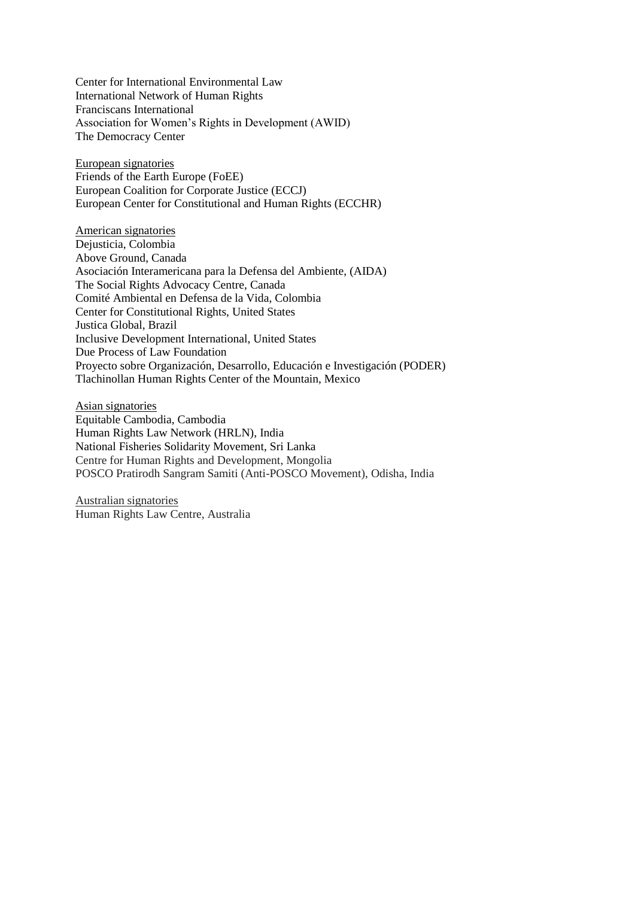Center for International Environmental Law
International Network of Human Rights
Franciscans International
Association for Women's Rights in Development (AWID)
The Democracy Center

<u>European signatories</u>
Friends of the Earth Europe (FoEE)
European Coalition for Corporate Justice (ECCJ)
European Center for Constitutional and Human Rights (ECCHR)

<u>American signatories</u>
Dejusticia, Colombia
Above Ground, Canada
Asociación Interamericana para la Defensa del Ambiente, (AIDA)
The Social Rights Advocacy Centre, Canada
Comité Ambiental en Defensa de la Vida, Colombia
Center for Constitutional Rights, United States
Justica Global, Brazil
Inclusive Development International, United States
Due Process of Law Foundation
Proyecto sobre Organización, Desarrollo, Educación e Investigación (PODER)
Tlachinollan Human Rights Center of the Mountain, Mexico

<u>Asian signatories</u>
Equitable Cambodia, Cambodia
Human Rights Law Network (HRLN), India
National Fisheries Solidarity Movement, Sri Lanka
Centre for Human Rights and Development, Mongolia
POSCO Pratirodh Sangram Samiti (Anti-POSCO Movement), Odisha, India

<u>Australian signatories</u>
Human Rights Law Centre, Australia